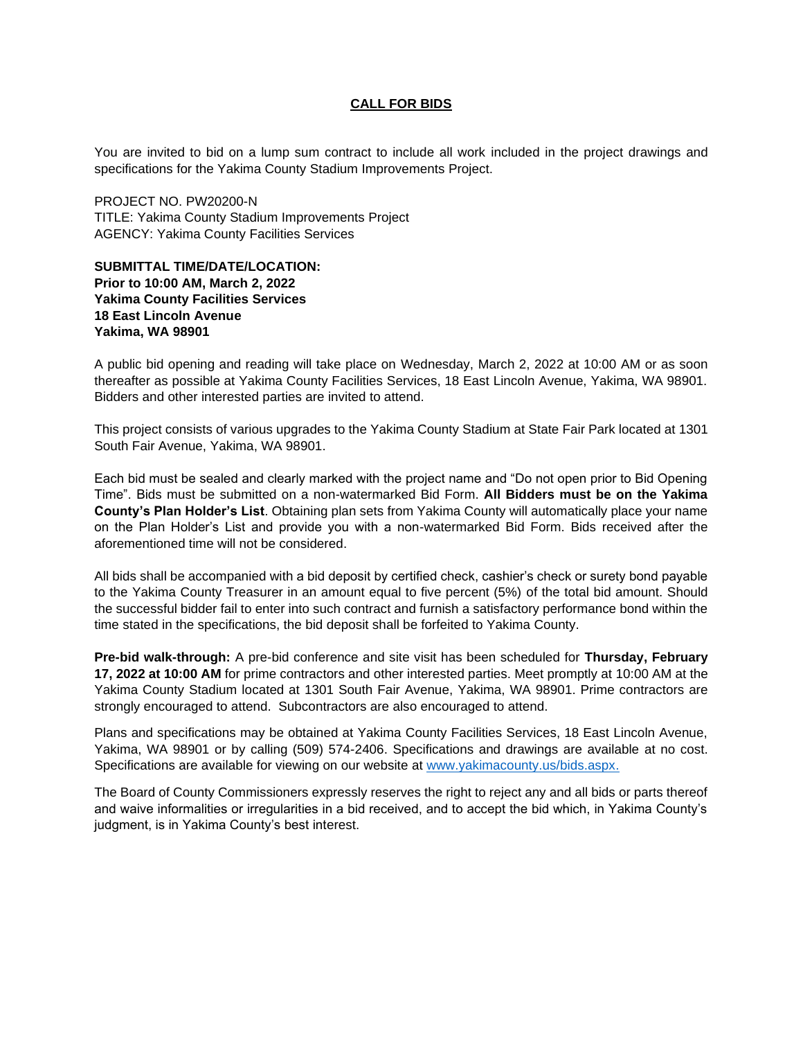# **CALL FOR BIDS**

You are invited to bid on a lump sum contract to include all work included in the project drawings and specifications for the Yakima County Stadium Improvements Project.

PROJECT NO. PW20200-N
TITLE: Yakima County Stadium Improvements Project
AGENCY: Yakima County Facilities Services

**SUBMITTAL TIME/DATE/LOCATION:**
**Prior to 10:00 AM, March 2, 2022**
**Yakima County Facilities Services**
**18 East Lincoln Avenue**
**Yakima, WA 98901**

A public bid opening and reading will take place on Wednesday, March 2, 2022 at 10:00 AM or as soon thereafter as possible at Yakima County Facilities Services, 18 East Lincoln Avenue, Yakima, WA 98901. Bidders and other interested parties are invited to attend.

This project consists of various upgrades to the Yakima County Stadium at State Fair Park located at 1301 South Fair Avenue, Yakima, WA 98901.

Each bid must be sealed and clearly marked with the project name and "Do not open prior to Bid Opening Time". Bids must be submitted on a non-watermarked Bid Form. **All Bidders must be on the Yakima County's Plan Holder's List**. Obtaining plan sets from Yakima County will automatically place your name on the Plan Holder's List and provide you with a non-watermarked Bid Form. Bids received after the aforementioned time will not be considered.

All bids shall be accompanied with a bid deposit by certified check, cashier's check or surety bond payable to the Yakima County Treasurer in an amount equal to five percent (5%) of the total bid amount. Should the successful bidder fail to enter into such contract and furnish a satisfactory performance bond within the time stated in the specifications, the bid deposit shall be forfeited to Yakima County.

**Pre-bid walk-through:** A pre-bid conference and site visit has been scheduled for **Thursday, February 17, 2022 at 10:00 AM** for prime contractors and other interested parties. Meet promptly at 10:00 AM at the Yakima County Stadium located at 1301 South Fair Avenue, Yakima, WA 98901. Prime contractors are strongly encouraged to attend. Subcontractors are also encouraged to attend.

Plans and specifications may be obtained at Yakima County Facilities Services, 18 East Lincoln Avenue, Yakima, WA 98901 or by calling (509) 574-2406. Specifications and drawings are available at no cost. Specifications are available for viewing on our website at www.yakimacounty.us/bids.aspx.

The Board of County Commissioners expressly reserves the right to reject any and all bids or parts thereof and waive informalities or irregularities in a bid received, and to accept the bid which, in Yakima County's judgment, is in Yakima County's best interest.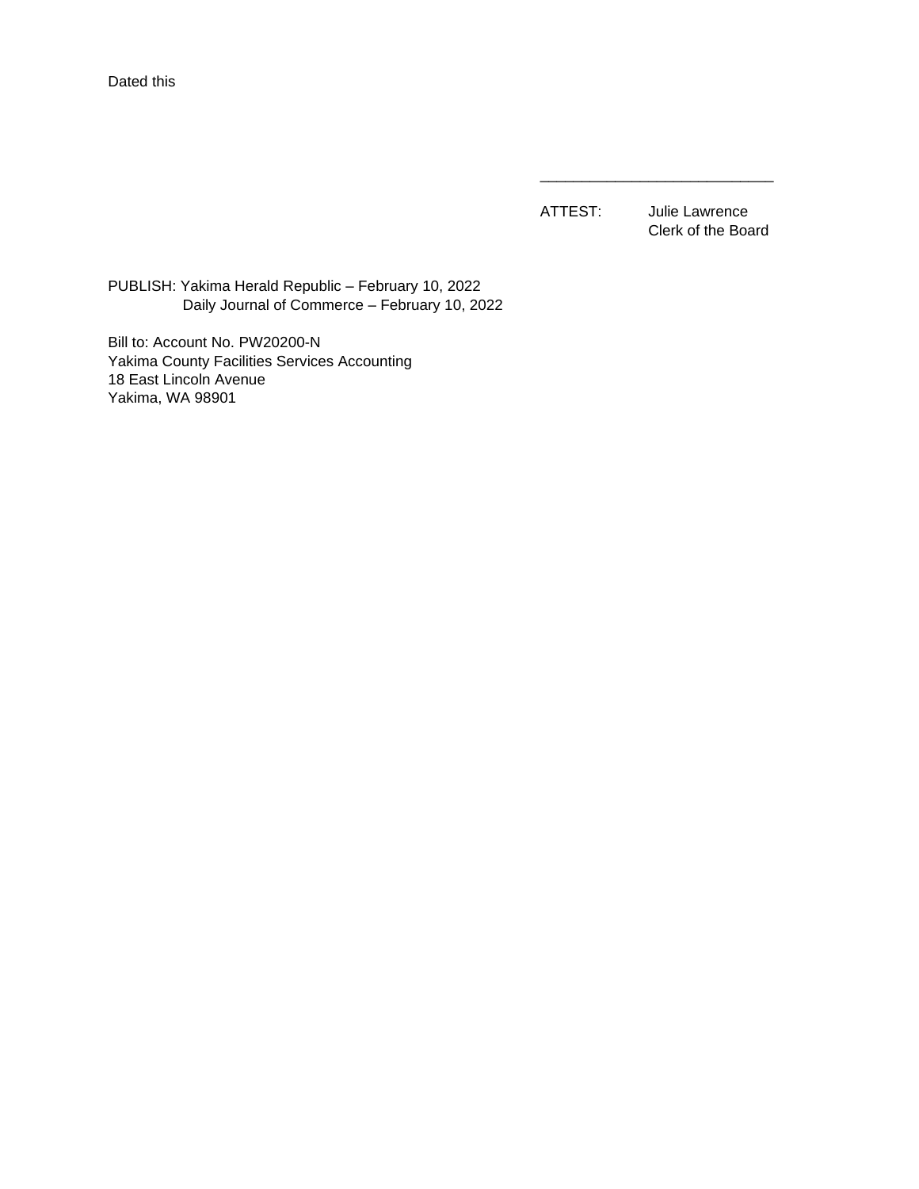Dated this

\_\_\_\_\_\_\_\_\_\_\_\_\_\_\_\_\_\_\_\_\_\_\_\_\_\_\_\_

ATTEST: Julie Lawrence
Clerk of the Board

PUBLISH: Yakima Herald Republic – February 10, 2022
Daily Journal of Commerce – February 10, 2022

Bill to: Account No. PW20200-N
Yakima County Facilities Services Accounting
18 East Lincoln Avenue
Yakima, WA 98901